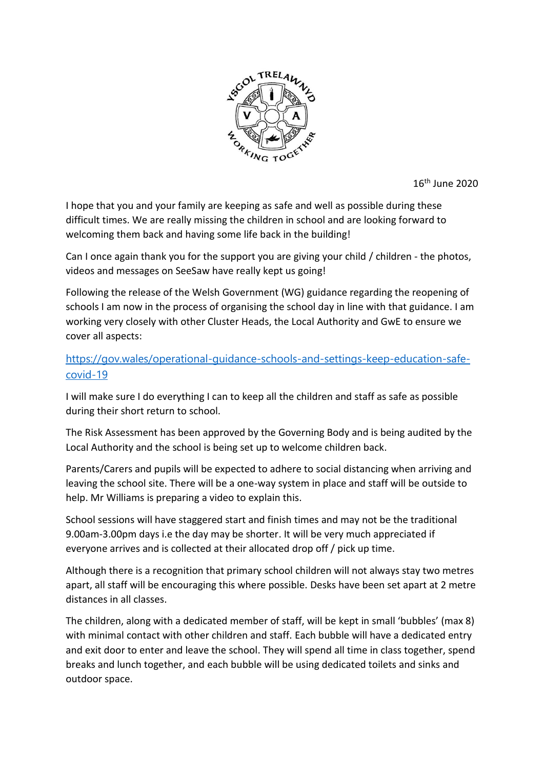16th June 2020

I hope that you and your family are keeping as safe and well as possible during these difficult times. We are really missing the children in school and are looking forward to welcoming them back and having some life back in the building!

Can I once again thank you for the support you are giving your child / children - the photos, videos and messages on SeeSaw have really kept us going!

Following the release of the Welsh Government (WG) guidance regarding the reopening of schools I am now in the process of organising the school day in line with that guidance. I am working very closely with other Cluster Heads, the Local Authority and GwE to ensure we cover all aspects:

https://gov.wales/operational-guidance-schools-and-settings-keep-education-safe-covid-19

I will make sure I do everything I can to keep all the children and staff as safe as possible during their short return to school.

The Risk Assessment has been approved by the Governing Body and is being audited by the Local Authority and the school is being set up to welcome children back.

Parents/Carers and pupils will be expected to adhere to social distancing when arriving and leaving the school site. There will be a one-way system in place and staff will be outside to help. Mr Williams is preparing a video to explain this.

School sessions will have staggered start and finish times and may not be the traditional 9.00am-3.00pm days i.e the day may be shorter. It will be very much appreciated if everyone arrives and is collected at their allocated drop off / pick up time.

Although there is a recognition that primary school children will not always stay two metres apart, all staff will be encouraging this where possible. Desks have been set apart at 2 metre distances in all classes.

The children, along with a dedicated member of staff, will be kept in small 'bubbles' (max 8) with minimal contact with other children and staff. Each bubble will have a dedicated entry and exit door to enter and leave the school. They will spend all time in class together, spend breaks and lunch together, and each bubble will be using dedicated toilets and sinks and outdoor space.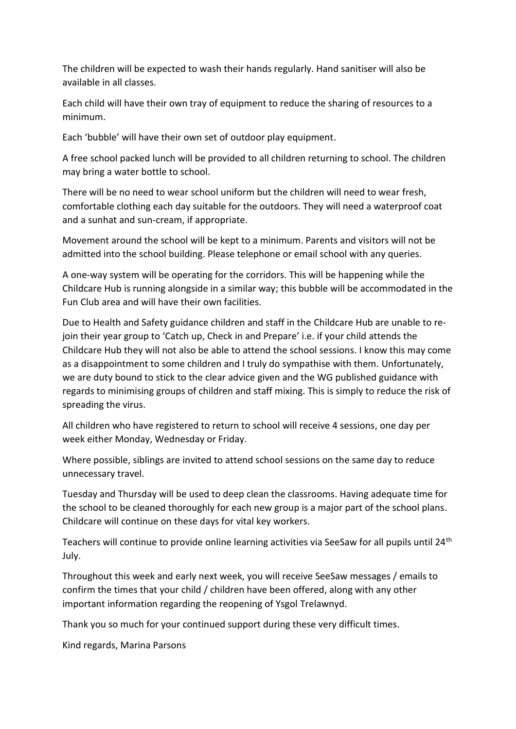The children will be expected to wash their hands regularly. Hand sanitiser will also be available in all classes.

Each child will have their own tray of equipment to reduce the sharing of resources to a minimum.

Each 'bubble' will have their own set of outdoor play equipment.

A free school packed lunch will be provided to all children returning to school. The children may bring a water bottle to school.

There will be no need to wear school uniform but the children will need to wear fresh, comfortable clothing each day suitable for the outdoors. They will need a waterproof coat and a sunhat and sun-cream, if appropriate.

Movement around the school will be kept to a minimum. Parents and visitors will not be admitted into the school building. Please telephone or email school with any queries.

A one-way system will be operating for the corridors. This will be happening while the Childcare Hub is running alongside in a similar way; this bubble will be accommodated in the Fun Club area and will have their own facilities.

Due to Health and Safety guidance children and staff in the Childcare Hub are unable to re-join their year group to 'Catch up, Check in and Prepare' i.e. if your child attends the Childcare Hub they will not also be able to attend the school sessions. I know this may come as a disappointment to some children and I truly do sympathise with them. Unfortunately, we are duty bound to stick to the clear advice given and the WG published guidance with regards to minimising groups of children and staff mixing. This is simply to reduce the risk of spreading the virus.

All children who have registered to return to school will receive 4 sessions, one day per week either Monday, Wednesday or Friday.

Where possible, siblings are invited to attend school sessions on the same day to reduce unnecessary travel.

Tuesday and Thursday will be used to deep clean the classrooms. Having adequate time for the school to be cleaned thoroughly for each new group is a major part of the school plans. Childcare will continue on these days for vital key workers.

Teachers will continue to provide online learning activities via SeeSaw for all pupils until 24th July.

Throughout this week and early next week, you will receive SeeSaw messages / emails to confirm the times that your child / children have been offered, along with any other important information regarding the reopening of Ysgol Trelawnyd.

Thank you so much for your continued support during these very difficult times.

Kind regards, Marina Parsons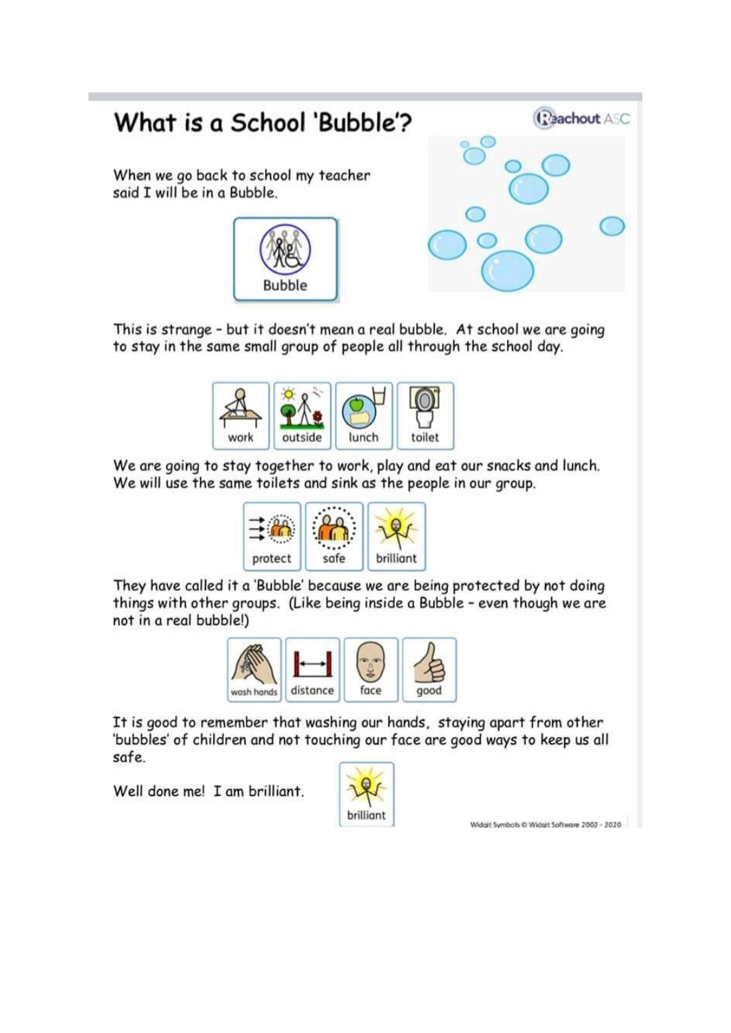# What is a School 'Bubble'?

Reachout ASC

When we go back to school my teacher said I will be in a Bubble.

Bubble

This is strange - but it doesn't mean a real bubble. At school we are going to stay in the same small group of people all through the school day.

work outside lunch toilet

We are going to stay together to work, play and eat our snacks and lunch. We will use the same toilets and sink as the people in our group.

protect safe brilliant

They have called it a 'Bubble' because we are being protected by not doing things with other groups. (Like being inside a Bubble - even though we are not in a real bubble!)

wash hands distance face good

It is good to remember that washing our hands, staying apart from other 'bubbles' of children and not touching our face are good ways to keep us all safe.

Well done me! I am brilliant.

brilliant

Widgit Symbols © Widgit Software 2002 - 2020